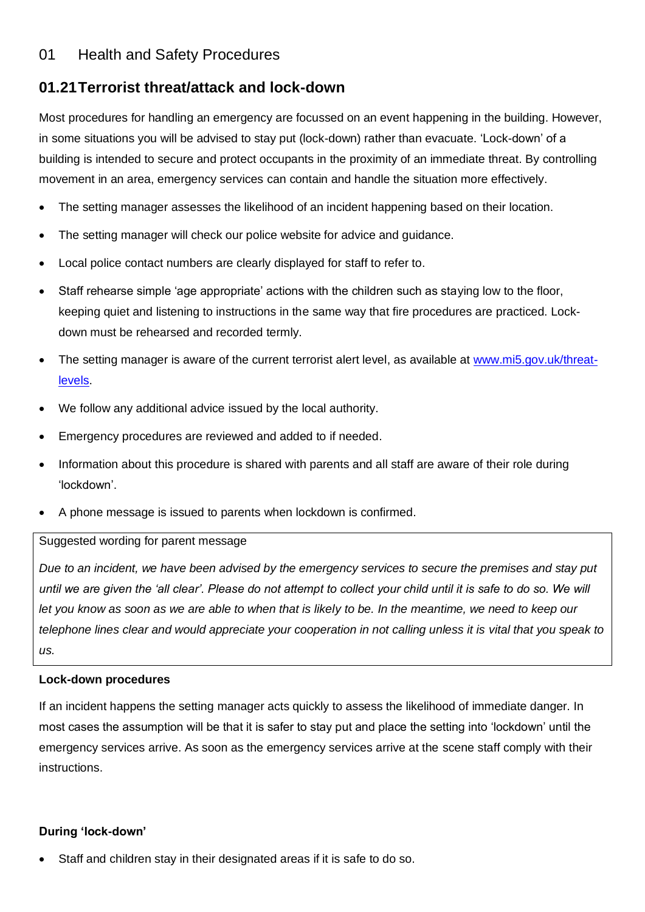# 01 Health and Safety Procedures

## 01.21 Terrorist threat/attack and lock-down

Most procedures for handling an emergency are focussed on an event happening in the building. However, in some situations you will be advised to stay put (lock-down) rather than evacuate. 'Lock-down' of a building is intended to secure and protect occupants in the proximity of an immediate threat. By controlling movement in an area, emergency services can contain and handle the situation more effectively.

- The setting manager assesses the likelihood of an incident happening based on their location.
- The setting manager will check our police website for advice and guidance.
- Local police contact numbers are clearly displayed for staff to refer to.
- Staff rehearse simple 'age appropriate' actions with the children such as staying low to the floor, keeping quiet and listening to instructions in the same way that fire procedures are practiced. Lock-down must be rehearsed and recorded termly.
- The setting manager is aware of the current terrorist alert level, as available at [www.mi5.gov.uk/threat-levels](http://www.mi5.gov.uk/threat-levels).
- We follow any additional advice issued by the local authority.
- Emergency procedures are reviewed and added to if needed.
- Information about this procedure is shared with parents and all staff are aware of their role during 'lockdown'.
- A phone message is issued to parents when lockdown is confirmed.

> Suggested wording for parent message
>
> *Due to an incident, we have been advised by the emergency services to secure the premises and stay put until we are given the 'all clear'. Please do not attempt to collect your child until it is safe to do so. We will let you know as soon as we are able to when that is likely to be. In the meantime, we need to keep our telephone lines clear and would appreciate your cooperation in not calling unless it is vital that you speak to us.*

**Lock-down procedures**

If an incident happens the setting manager acts quickly to assess the likelihood of immediate danger. In most cases the assumption will be that it is safer to stay put and place the setting into 'lockdown' until the emergency services arrive. As soon as the emergency services arrive at the scene staff comply with their instructions.

**During 'lock-down'**

- Staff and children stay in their designated areas if it is safe to do so.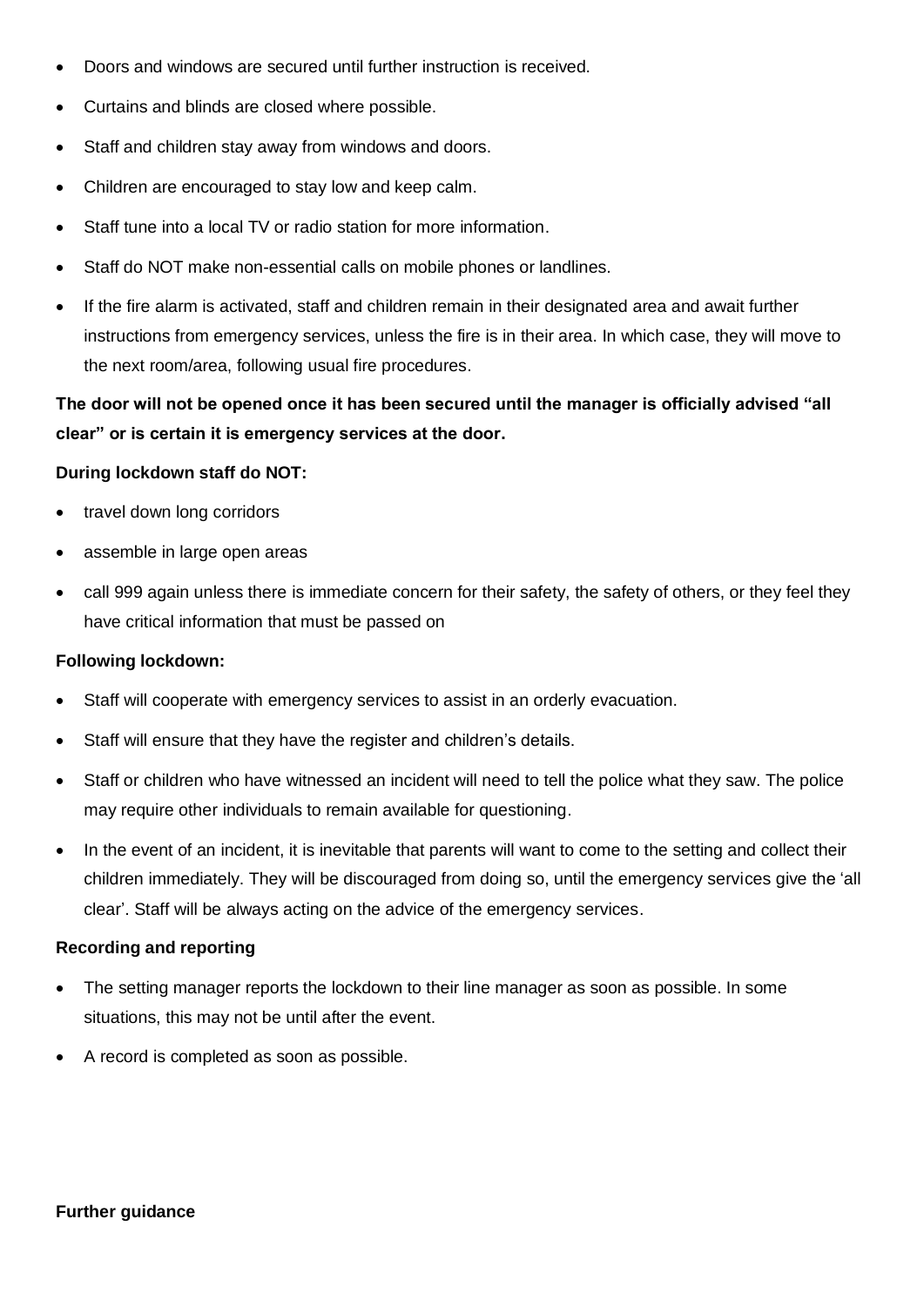- Doors and windows are secured until further instruction is received.
- Curtains and blinds are closed where possible.
- Staff and children stay away from windows and doors.
- Children are encouraged to stay low and keep calm.
- Staff tune into a local TV or radio station for more information.
- Staff do NOT make non-essential calls on mobile phones or landlines.
- If the fire alarm is activated, staff and children remain in their designated area and await further instructions from emergency services, unless the fire is in their area. In which case, they will move to the next room/area, following usual fire procedures.

**The door will not be opened once it has been secured until the manager is officially advised "all clear" or is certain it is emergency services at the door.**

**During lockdown staff do NOT:**

- travel down long corridors
- assemble in large open areas
- call 999 again unless there is immediate concern for their safety, the safety of others, or they feel they have critical information that must be passed on

**Following lockdown:**

- Staff will cooperate with emergency services to assist in an orderly evacuation.
- Staff will ensure that they have the register and children's details.
- Staff or children who have witnessed an incident will need to tell the police what they saw. The police may require other individuals to remain available for questioning.
- In the event of an incident, it is inevitable that parents will want to come to the setting and collect their children immediately. They will be discouraged from doing so, until the emergency services give the 'all clear'. Staff will be always acting on the advice of the emergency services.

**Recording and reporting**

- The setting manager reports the lockdown to their line manager as soon as possible. In some situations, this may not be until after the event.
- A record is completed as soon as possible.

**Further guidance**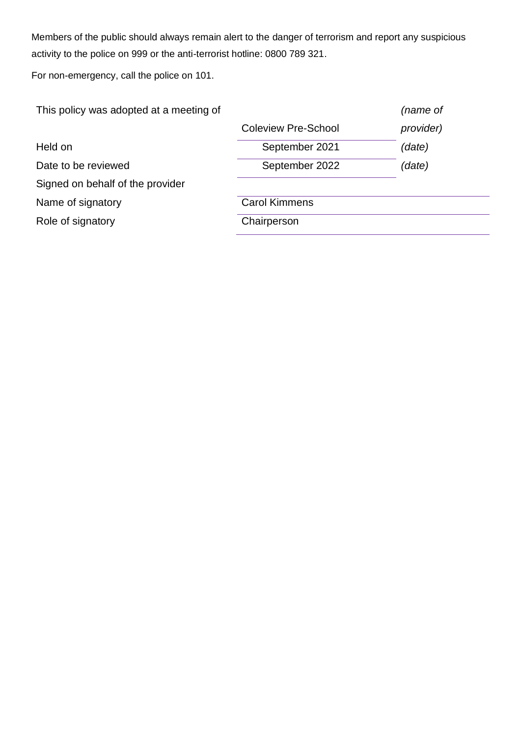Members of the public should always remain alert to the danger of terrorism and report any suspicious activity to the police on 999 or the anti-terrorist hotline: 0800 789 321.

For non-emergency, call the police on 101.

| | | |
|---|---|---|
| This policy was adopted at a meeting of | Coleview Pre-School | *(name of provider)* |
| Held on | September 2021 | *(date)* |
| Date to be reviewed | September 2022 | *(date)* |
| Signed on behalf of the provider | | |
| Name of signatory | Carol Kimmens | |
| Role of signatory | Chairperson | |